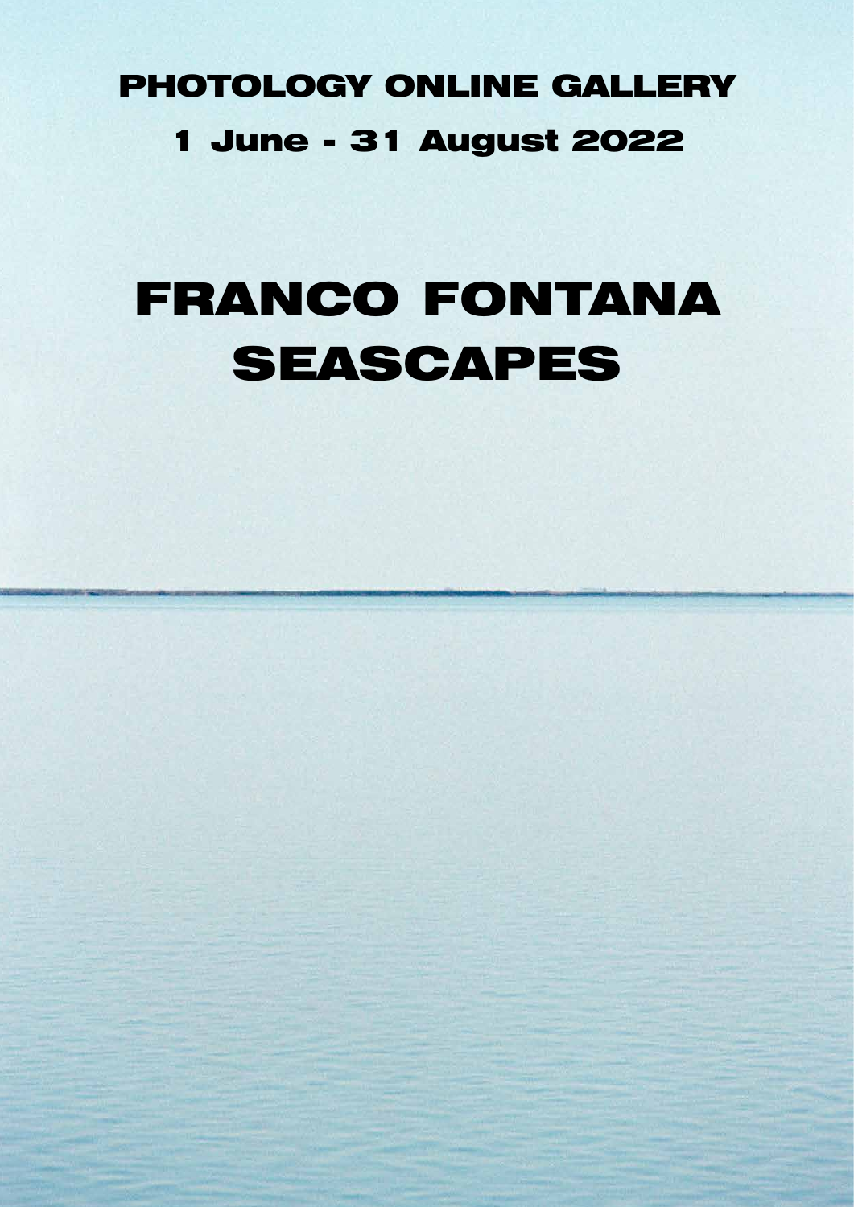PHOTOLOGY ONLINE GALLERY

1 June - 31 August 2022

# FRANCO FONTANA
# SEASCAPES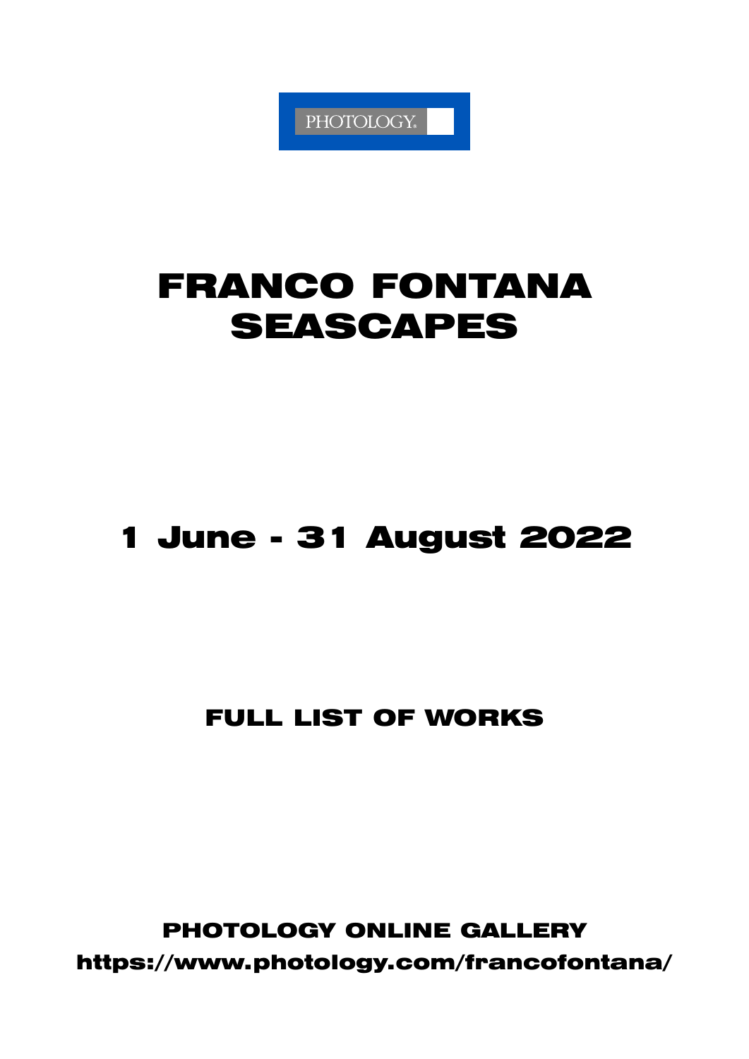PHOTOLOGY.

# FRANCO FONTANA
# SEASCAPES

## 1 June - 31 August 2022

### FULL LIST OF WORKS

**PHOTOLOGY ONLINE GALLERY**
**https://www.photology.com/francofontana/**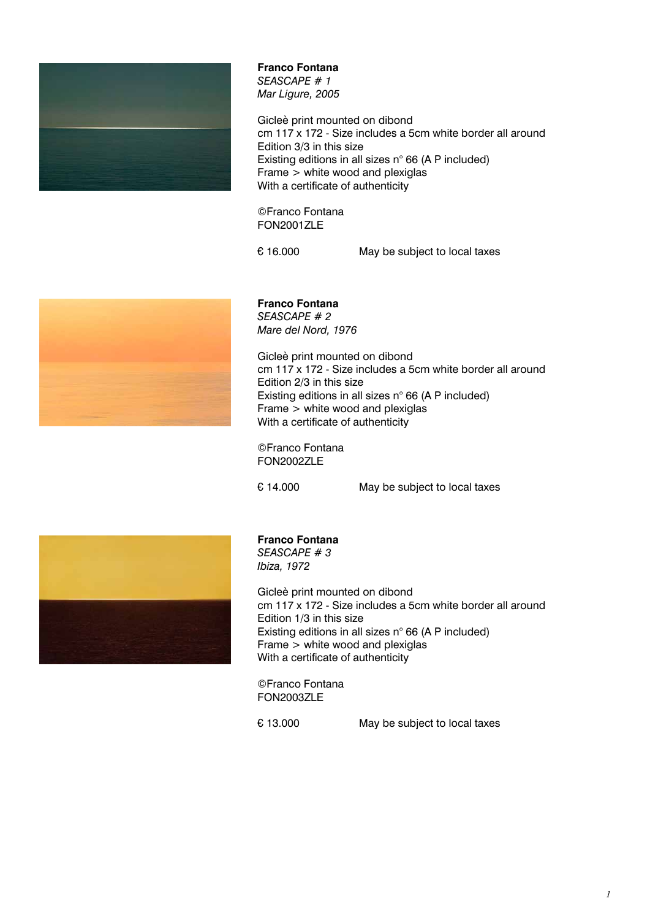**Franco Fontana**
*SEASCAPE # 1*
*Mar Ligure, 2005*

Gicleè print mounted on dibond
cm 117 x 172 - Size includes a 5cm white border all around
Edition 3/3 in this size
Existing editions in all sizes n° 66 (A P included)
Frame > white wood and plexiglas
With a certificate of authenticity

©Franco Fontana
FON2001ZLE

€ 16.000 May be subject to local taxes

**Franco Fontana**
*SEASCAPE # 2*
*Mare del Nord, 1976*

Gicleè print mounted on dibond
cm 117 x 172 - Size includes a 5cm white border all around
Edition 2/3 in this size
Existing editions in all sizes n° 66 (A P included)
Frame > white wood and plexiglas
With a certificate of authenticity

©Franco Fontana
FON2002ZLE

€ 14.000 May be subject to local taxes

**Franco Fontana**
*SEASCAPE # 3*
*Ibiza, 1972*

Gicleè print mounted on dibond
cm 117 x 172 - Size includes a 5cm white border all around
Edition 1/3 in this size
Existing editions in all sizes n° 66 (A P included)
Frame > white wood and plexiglas
With a certificate of authenticity

©Franco Fontana
FON2003ZLE

€ 13.000 May be subject to local taxes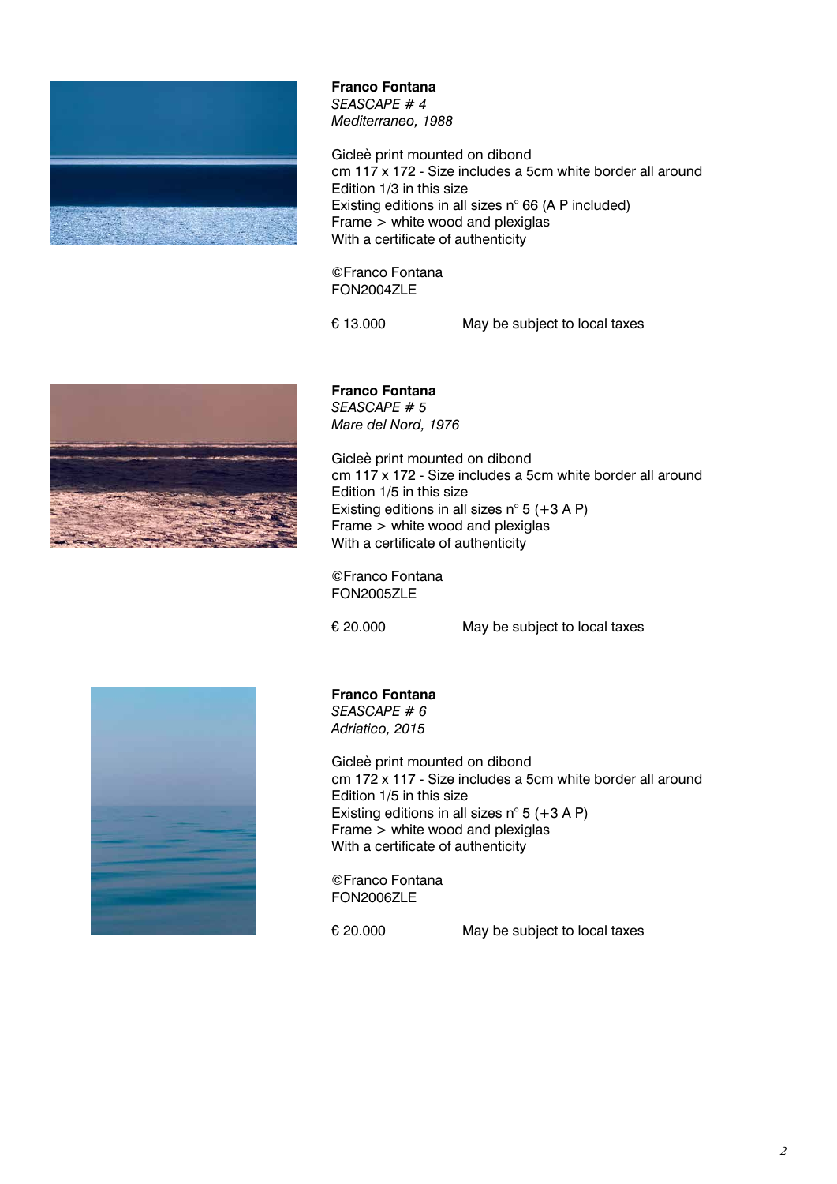**Franco Fontana**
*SEASCAPE # 4*
*Mediterraneo, 1988*

Gicleè print mounted on dibond
cm 117 x 172 - Size includes a 5cm white border all around
Edition 1/3 in this size
Existing editions in all sizes n° 66 (A P included)
Frame > white wood and plexiglas
With a certificate of authenticity

©Franco Fontana
FON2004ZLE

€ 13.000 May be subject to local taxes

**Franco Fontana**
*SEASCAPE # 5*
*Mare del Nord, 1976*

Gicleè print mounted on dibond
cm 117 x 172 - Size includes a 5cm white border all around
Edition 1/5 in this size
Existing editions in all sizes n° 5 (+3 A P)
Frame > white wood and plexiglas
With a certificate of authenticity

©Franco Fontana
FON2005ZLE

€ 20.000 May be subject to local taxes

**Franco Fontana**
*SEASCAPE # 6*
*Adriatico, 2015*

Gicleè print mounted on dibond
cm 172 x 117 - Size includes a 5cm white border all around
Edition 1/5 in this size
Existing editions in all sizes n° 5 (+3 A P)
Frame > white wood and plexiglas
With a certificate of authenticity

©Franco Fontana
FON2006ZLE

€ 20.000 May be subject to local taxes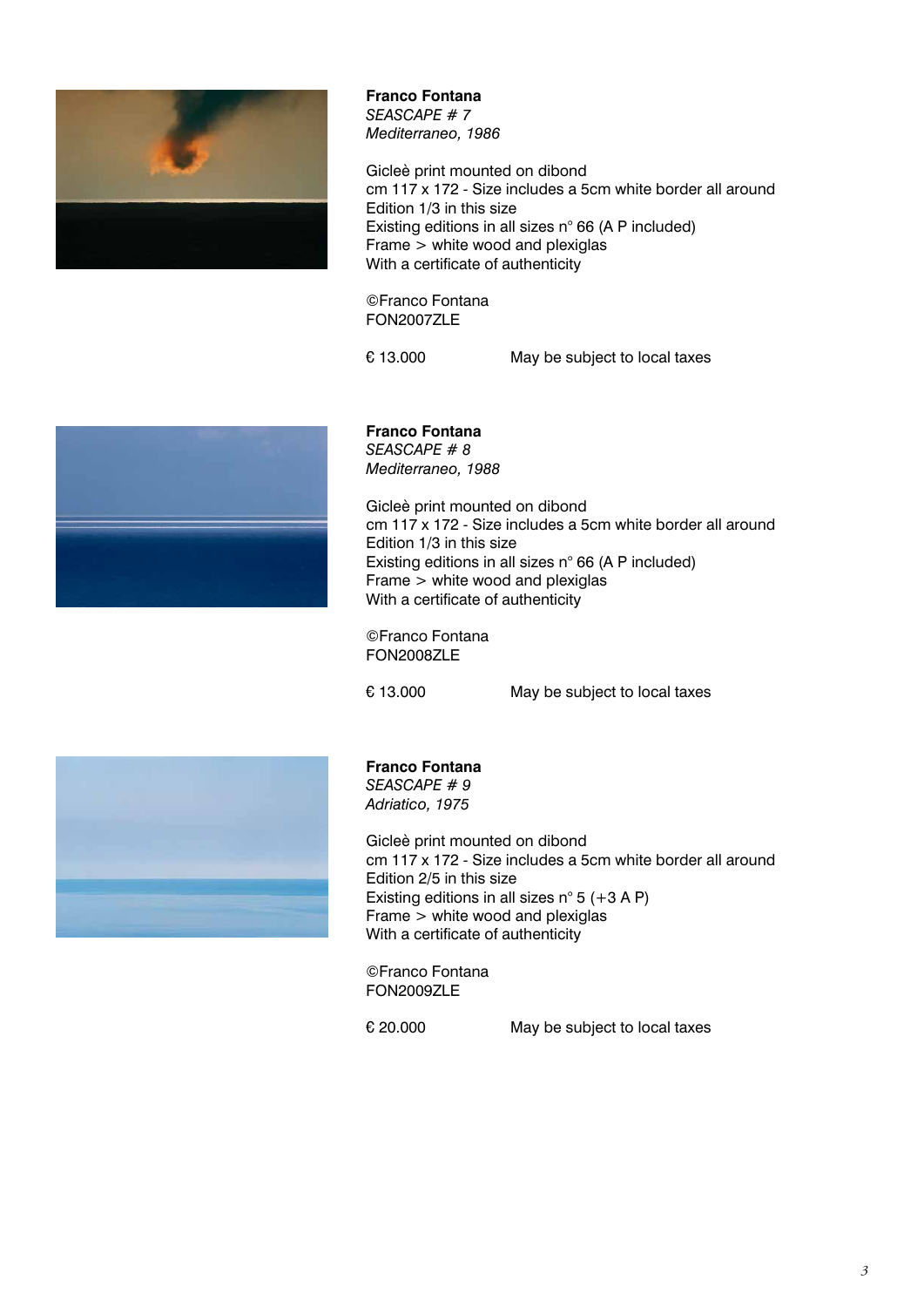**Franco Fontana**
*SEASCAPE # 7*
*Mediterraneo, 1986*

Gicleè print mounted on dibond
cm 117 x 172 - Size includes a 5cm white border all around
Edition 1/3 in this size
Existing editions in all sizes n° 66 (A P included)
Frame > white wood and plexiglas
With a certificate of authenticity

©Franco Fontana
FON2007ZLE

€ 13.000 May be subject to local taxes

**Franco Fontana**
*SEASCAPE # 8*
*Mediterraneo, 1988*

Gicleè print mounted on dibond
cm 117 x 172 - Size includes a 5cm white border all around
Edition 1/3 in this size
Existing editions in all sizes n° 66 (A P included)
Frame > white wood and plexiglas
With a certificate of authenticity

©Franco Fontana
FON2008ZLE

€ 13.000 May be subject to local taxes

**Franco Fontana**
*SEASCAPE # 9*
*Adriatico, 1975*

Gicleè print mounted on dibond
cm 117 x 172 - Size includes a 5cm white border all around
Edition 2/5 in this size
Existing editions in all sizes n° 5 (+3 A P)
Frame > white wood and plexiglas
With a certificate of authenticity

©Franco Fontana
FON2009ZLE

€ 20.000 May be subject to local taxes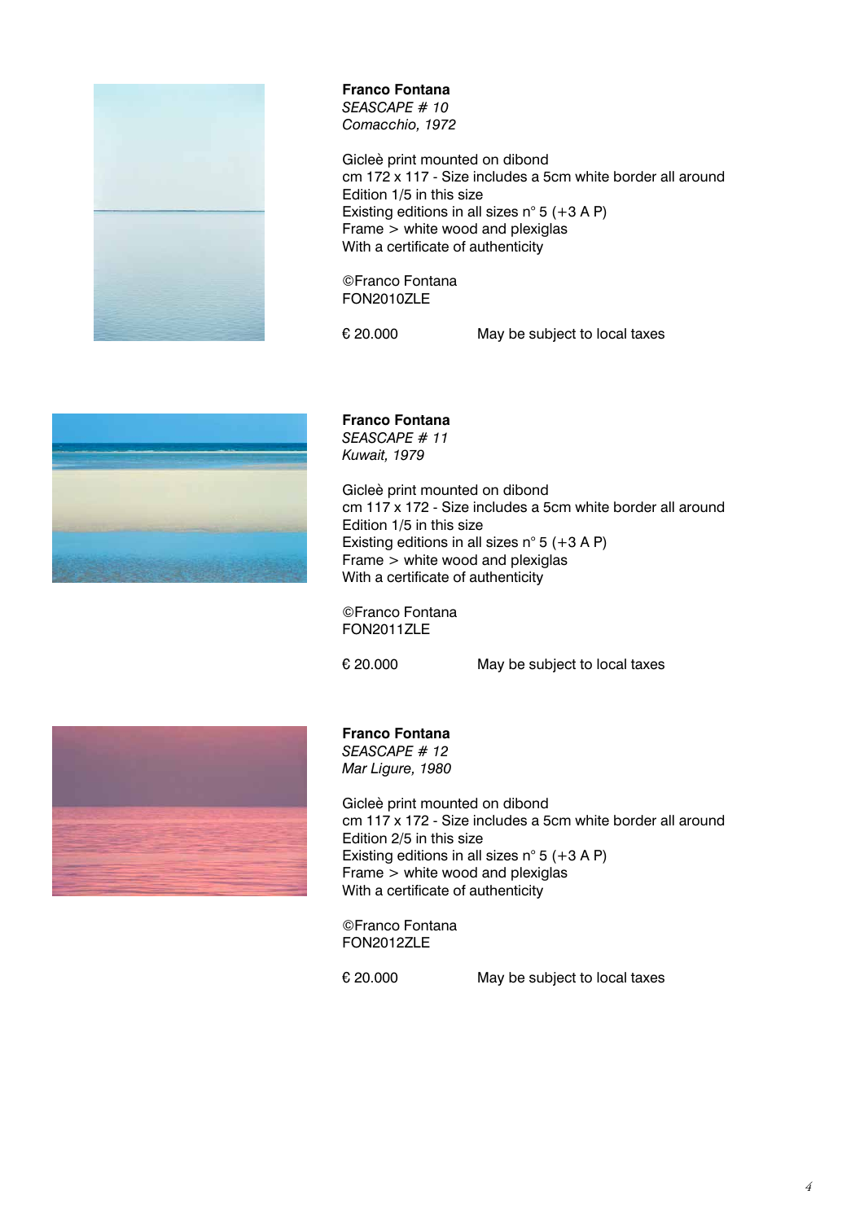**Franco Fontana**
*SEASCAPE # 10*
*Comacchio, 1972*

Gicleè print mounted on dibond
cm 172 x 117 - Size includes a 5cm white border all around
Edition 1/5 in this size
Existing editions in all sizes n° 5 (+3 A P)
Frame > white wood and plexiglas
With a certificate of authenticity

©Franco Fontana
FON2010ZLE

€ 20.000 May be subject to local taxes

**Franco Fontana**
*SEASCAPE # 11*
*Kuwait, 1979*

Gicleè print mounted on dibond
cm 117 x 172 - Size includes a 5cm white border all around
Edition 1/5 in this size
Existing editions in all sizes n° 5 (+3 A P)
Frame > white wood and plexiglas
With a certificate of authenticity

©Franco Fontana
FON2011ZLE

€ 20.000 May be subject to local taxes

**Franco Fontana**
*SEASCAPE # 12*
*Mar Ligure, 1980*

Gicleè print mounted on dibond
cm 117 x 172 - Size includes a 5cm white border all around
Edition 2/5 in this size
Existing editions in all sizes n° 5 (+3 A P)
Frame > white wood and plexiglas
With a certificate of authenticity

©Franco Fontana
FON2012ZLE

€ 20.000 May be subject to local taxes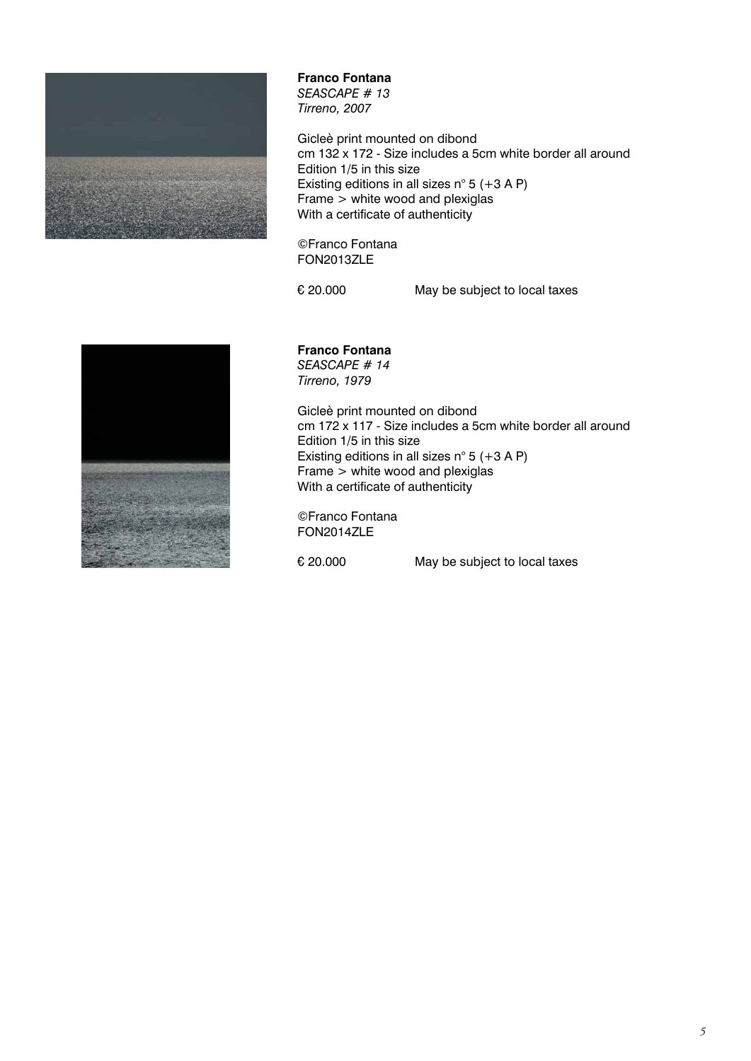**Franco Fontana**
*SEASCAPE # 13*
*Tirreno, 2007*

Gicleè print mounted on dibond
cm 132 x 172 - Size includes a 5cm white border all around
Edition 1/5 in this size
Existing editions in all sizes n° 5 (+3 A P)
Frame > white wood and plexiglas
With a certificate of authenticity

©Franco Fontana
FON2013ZLE

€ 20.000 May be subject to local taxes

**Franco Fontana**
*SEASCAPE # 14*
*Tirreno, 1979*

Gicleè print mounted on dibond
cm 172 x 117 - Size includes a 5cm white border all around
Edition 1/5 in this size
Existing editions in all sizes n° 5 (+3 A P)
Frame > white wood and plexiglas
With a certificate of authenticity

©Franco Fontana
FON2014ZLE

€ 20.000 May be subject to local taxes